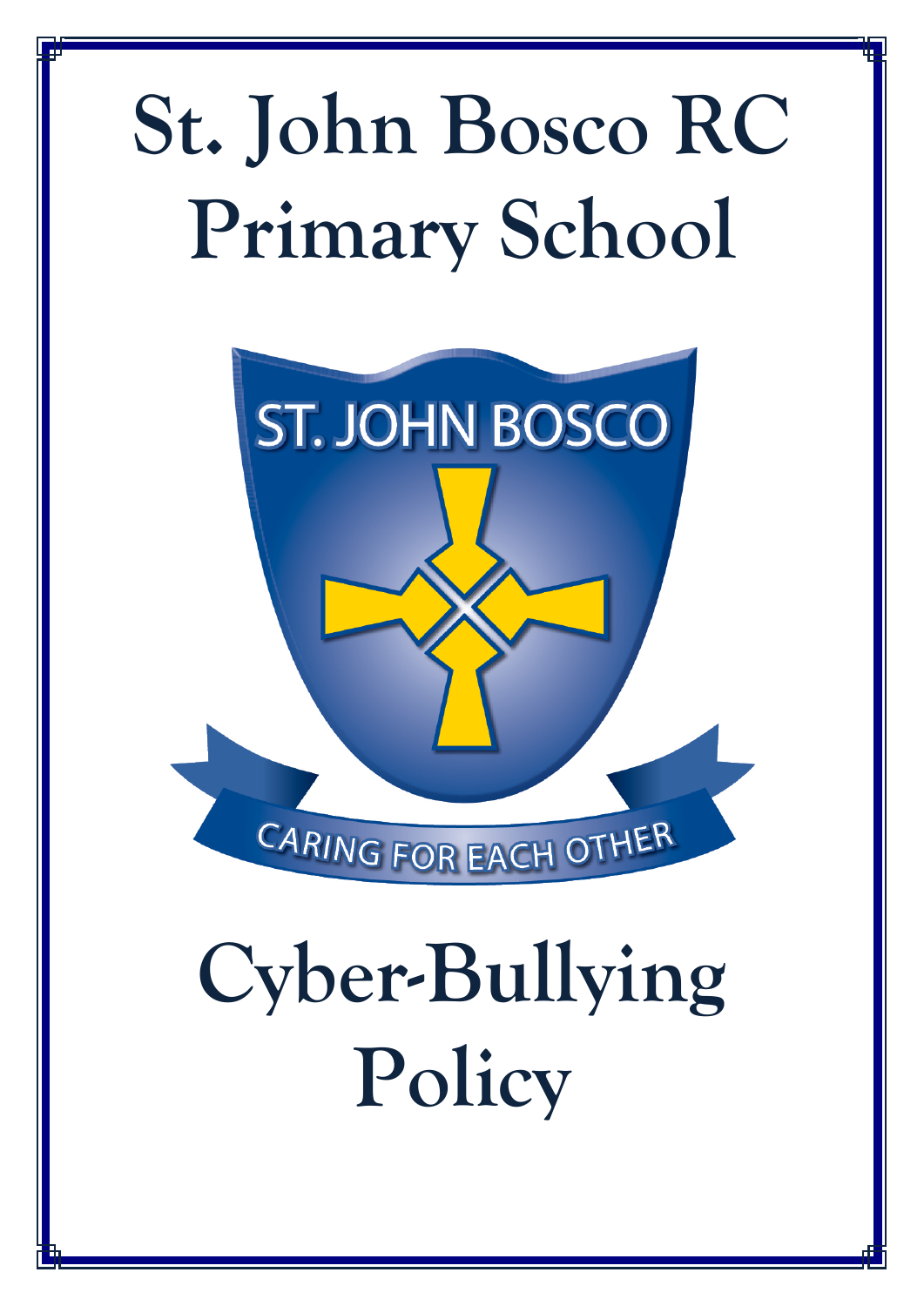# St. John Bosco RC Primary School

ST. JOHN BOSCO

CARING FOR EACH OTHER

# Cyber-Bullying Policy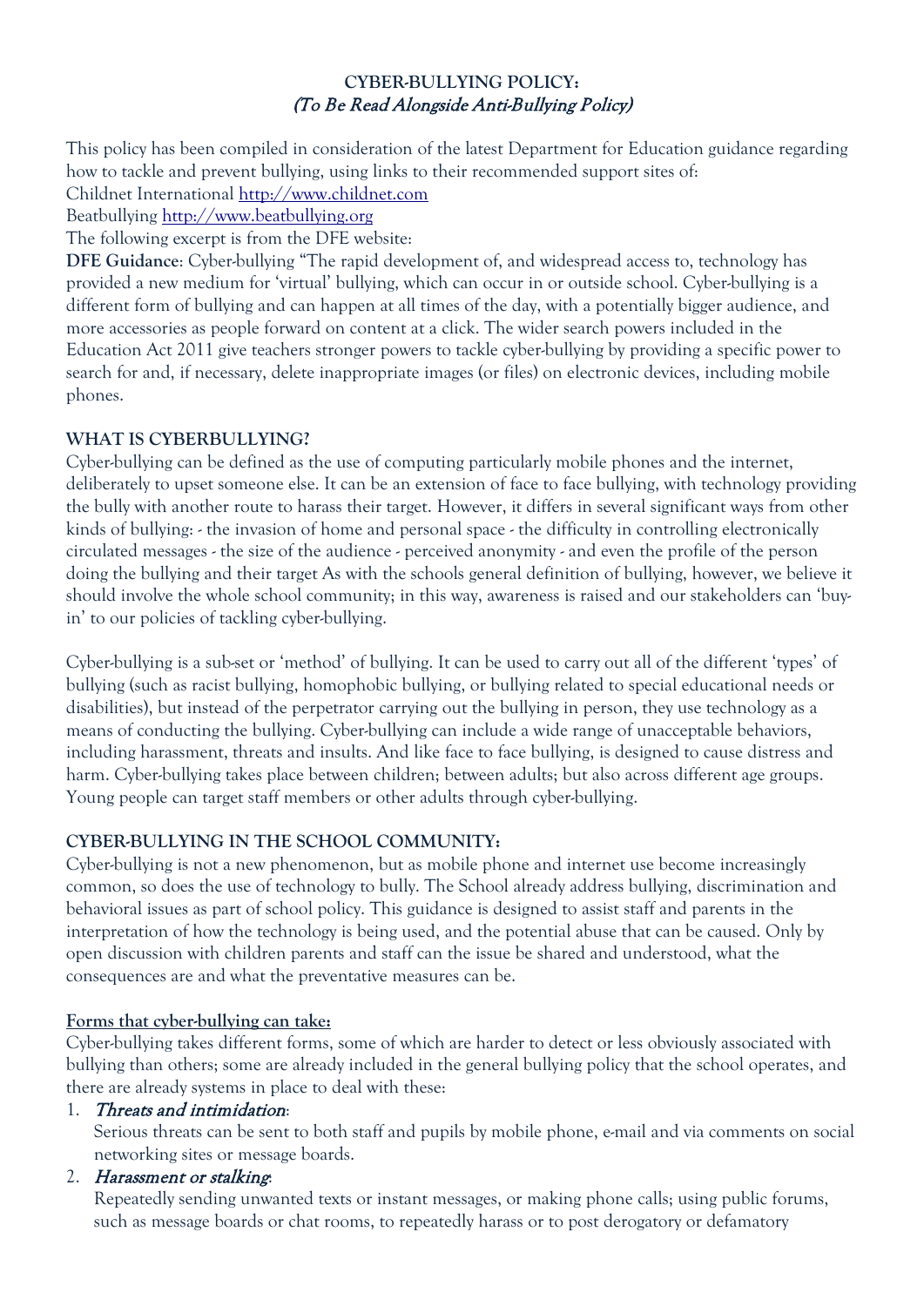**CYBER-BULLYING POLICY:**
*(To Be Read Alongside Anti-Bullying Policy)*

This policy has been compiled in consideration of the latest Department for Education guidance regarding how to tackle and prevent bullying, using links to their recommended support sites of:
Childnet International http://www.childnet.com
Beatbullying http://www.beatbullying.org
The following excerpt is from the DFE website:
**DFE Guidance**: Cyber-bullying "The rapid development of, and widespread access to, technology has provided a new medium for 'virtual' bullying, which can occur in or outside school. Cyber-bullying is a different form of bullying and can happen at all times of the day, with a potentially bigger audience, and more accessories as people forward on content at a click. The wider search powers included in the Education Act 2011 give teachers stronger powers to tackle cyber-bullying by providing a specific power to search for and, if necessary, delete inappropriate images (or files) on electronic devices, including mobile phones.

**WHAT IS CYBERBULLYING?**
Cyber-bullying can be defined as the use of computing particularly mobile phones and the internet, deliberately to upset someone else. It can be an extension of face to face bullying, with technology providing the bully with another route to harass their target. However, it differs in several significant ways from other kinds of bullying: - the invasion of home and personal space - the difficulty in controlling electronically circulated messages - the size of the audience - perceived anonymity - and even the profile of the person doing the bullying and their target As with the schools general definition of bullying, however, we believe it should involve the whole school community; in this way, awareness is raised and our stakeholders can 'buy-in' to our policies of tackling cyber-bullying.

Cyber-bullying is a sub-set or 'method' of bullying. It can be used to carry out all of the different 'types' of bullying (such as racist bullying, homophobic bullying, or bullying related to special educational needs or disabilities), but instead of the perpetrator carrying out the bullying in person, they use technology as a means of conducting the bullying. Cyber-bullying can include a wide range of unacceptable behaviors, including harassment, threats and insults. And like face to face bullying, is designed to cause distress and harm. Cyber-bullying takes place between children; between adults; but also across different age groups. Young people can target staff members or other adults through cyber-bullying.

**CYBER-BULLYING IN THE SCHOOL COMMUNITY:**
Cyber-bullying is not a new phenomenon, but as mobile phone and internet use become increasingly common, so does the use of technology to bully. The School already address bullying, discrimination and behavioral issues as part of school policy. This guidance is designed to assist staff and parents in the interpretation of how the technology is being used, and the potential abuse that can be caused. Only by open discussion with children parents and staff can the issue be shared and understood, what the consequences are and what the preventative measures can be.

**Forms that cyber-bullying can take:**
Cyber-bullying takes different forms, some of which are harder to detect or less obviously associated with bullying than others; some are already included in the general bullying policy that the school operates, and there are already systems in place to deal with these:

1. *Threats and intimidation*:
   Serious threats can be sent to both staff and pupils by mobile phone, e-mail and via comments on social networking sites or message boards.
2. *Harassment or stalking*:
   Repeatedly sending unwanted texts or instant messages, or making phone calls; using public forums, such as message boards or chat rooms, to repeatedly harass or to post derogatory or defamatory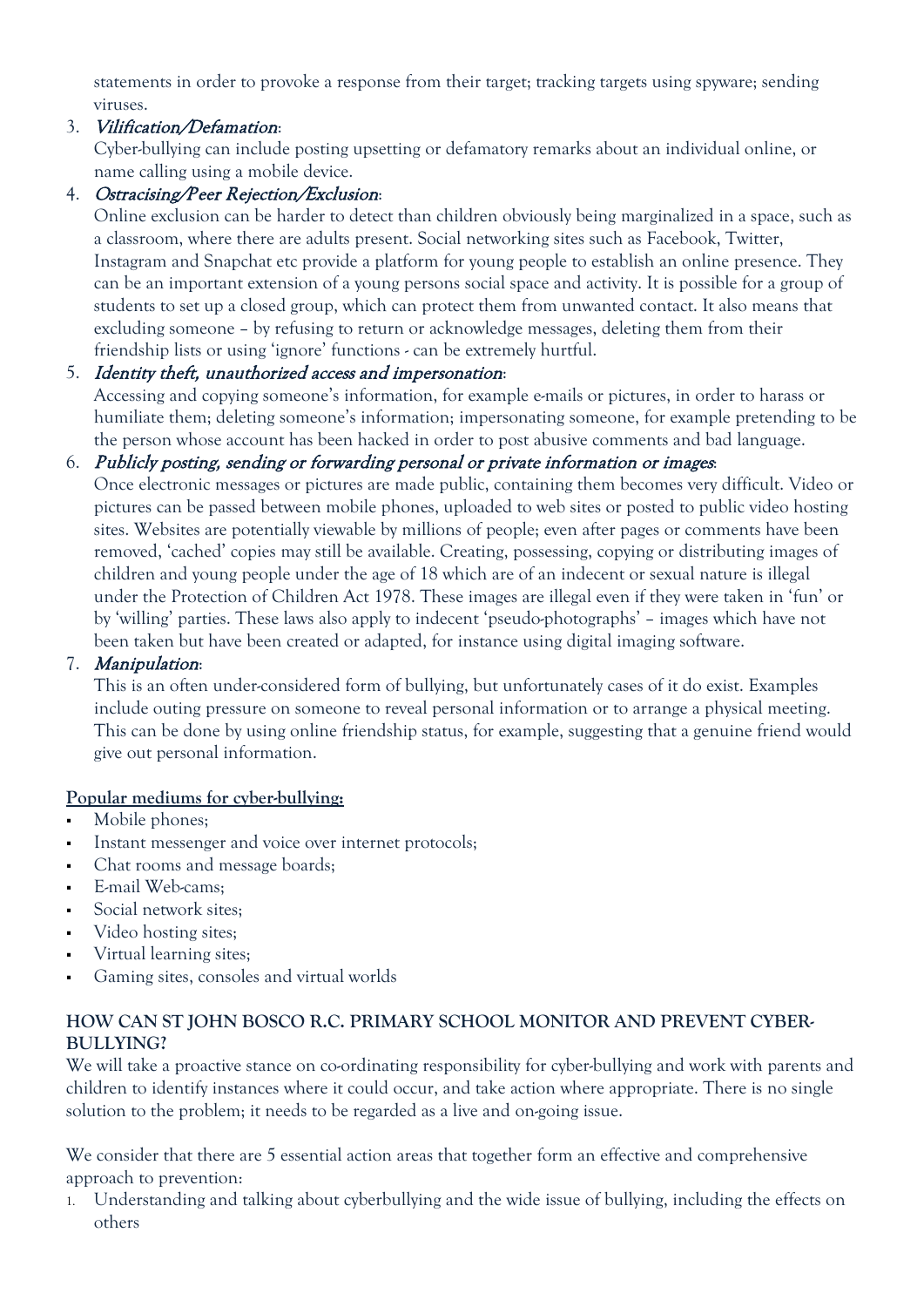statements in order to provoke a response from their target; tracking targets using spyware; sending viruses.

3. *Vilification/Defamation*:
   Cyber-bullying can include posting upsetting or defamatory remarks about an individual online, or name calling using a mobile device.
4. *Ostracising/Peer Rejection/Exclusion*:
   Online exclusion can be harder to detect than children obviously being marginalized in a space, such as a classroom, where there are adults present. Social networking sites such as Facebook, Twitter, Instagram and Snapchat etc provide a platform for young people to establish an online presence. They can be an important extension of a young persons social space and activity. It is possible for a group of students to set up a closed group, which can protect them from unwanted contact. It also means that excluding someone – by refusing to return or acknowledge messages, deleting them from their friendship lists or using 'ignore' functions - can be extremely hurtful.
5. *Identity theft, unauthorized access and impersonation*:
   Accessing and copying someone's information, for example e-mails or pictures, in order to harass or humiliate them; deleting someone's information; impersonating someone, for example pretending to be the person whose account has been hacked in order to post abusive comments and bad language.
6. *Publicly posting, sending or forwarding personal or private information or images*:
   Once electronic messages or pictures are made public, containing them becomes very difficult. Video or pictures can be passed between mobile phones, uploaded to web sites or posted to public video hosting sites. Websites are potentially viewable by millions of people; even after pages or comments have been removed, 'cached' copies may still be available. Creating, possessing, copying or distributing images of children and young people under the age of 18 which are of an indecent or sexual nature is illegal under the Protection of Children Act 1978. These images are illegal even if they were taken in 'fun' or by 'willing' parties. These laws also apply to indecent 'pseudo-photographs' – images which have not been taken but have been created or adapted, for instance using digital imaging software.
7. *Manipulation*:
   This is an often under-considered form of bullying, but unfortunately cases of it do exist. Examples include outing pressure on someone to reveal personal information or to arrange a physical meeting. This can be done by using online friendship status, for example, suggesting that a genuine friend would give out personal information.

**Popular mediums for cyber-bullying:**

- Mobile phones;
- Instant messenger and voice over internet protocols;
- Chat rooms and message boards;
- E-mail Web-cams;
- Social network sites;
- Video hosting sites;
- Virtual learning sites;
- Gaming sites, consoles and virtual worlds

**HOW CAN ST JOHN BOSCO R.C. PRIMARY SCHOOL MONITOR AND PREVENT CYBER-BULLYING?**

We will take a proactive stance on co-ordinating responsibility for cyber-bullying and work with parents and children to identify instances where it could occur, and take action where appropriate. There is no single solution to the problem; it needs to be regarded as a live and on-going issue.

We consider that there are 5 essential action areas that together form an effective and comprehensive approach to prevention:

1. Understanding and talking about cyberbullying and the wide issue of bullying, including the effects on others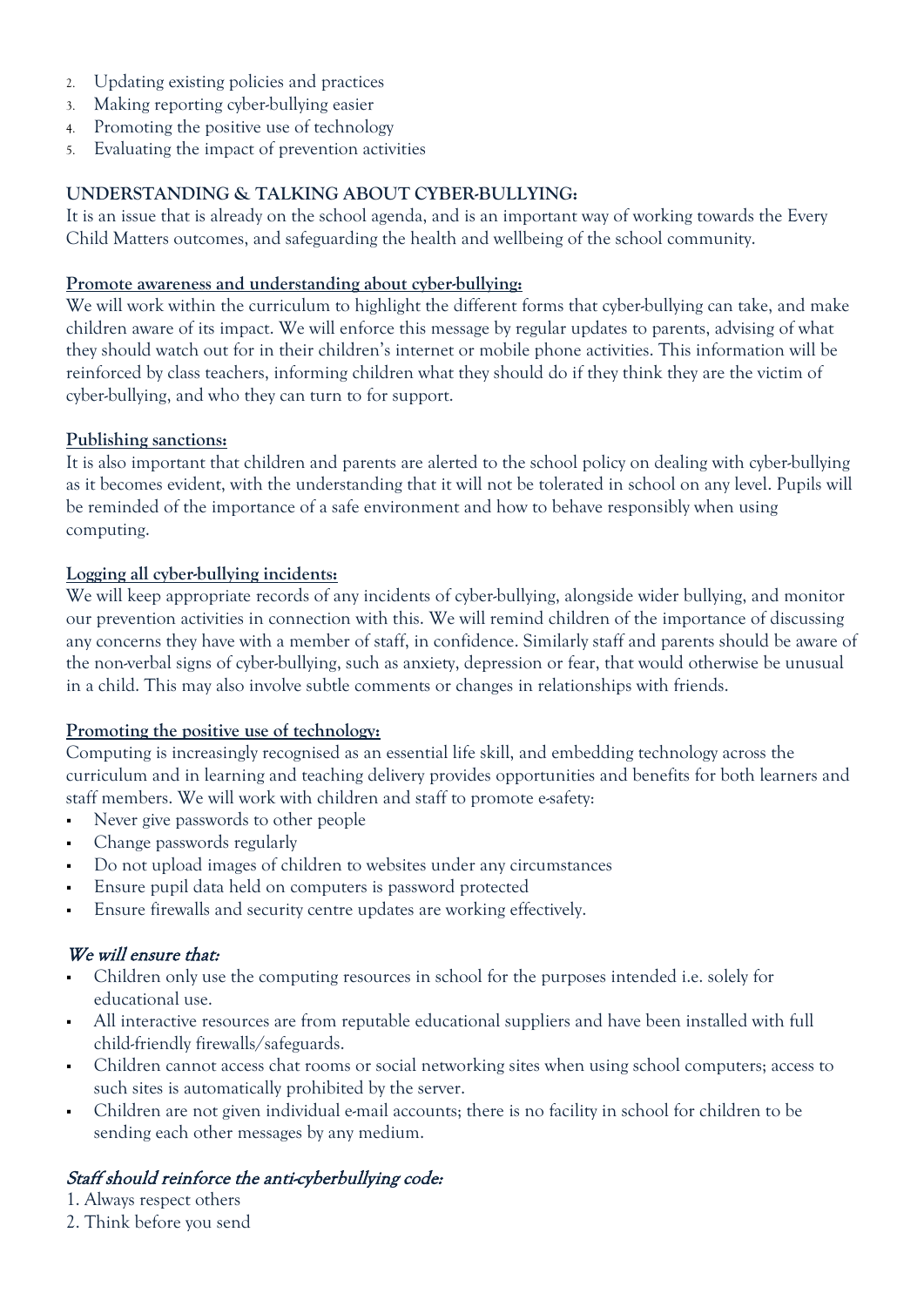2. Updating existing policies and practices
3. Making reporting cyber-bullying easier
4. Promoting the positive use of technology
5. Evaluating the impact of prevention activities

**UNDERSTANDING & TALKING ABOUT CYBER-BULLYING:**

It is an issue that is already on the school agenda, and is an important way of working towards the Every Child Matters outcomes, and safeguarding the health and wellbeing of the school community.

**Promote awareness and understanding about cyber-bullying:**

We will work within the curriculum to highlight the different forms that cyber-bullying can take, and make children aware of its impact. We will enforce this message by regular updates to parents, advising of what they should watch out for in their children's internet or mobile phone activities. This information will be reinforced by class teachers, informing children what they should do if they think they are the victim of cyber-bullying, and who they can turn to for support.

**Publishing sanctions:**

It is also important that children and parents are alerted to the school policy on dealing with cyber-bullying as it becomes evident, with the understanding that it will not be tolerated in school on any level. Pupils will be reminded of the importance of a safe environment and how to behave responsibly when using computing.

**Logging all cyber-bullying incidents:**

We will keep appropriate records of any incidents of cyber-bullying, alongside wider bullying, and monitor our prevention activities in connection with this. We will remind children of the importance of discussing any concerns they have with a member of staff, in confidence. Similarly staff and parents should be aware of the non-verbal signs of cyber-bullying, such as anxiety, depression or fear, that would otherwise be unusual in a child. This may also involve subtle comments or changes in relationships with friends.

**Promoting the positive use of technology:**

Computing is increasingly recognised as an essential life skill, and embedding technology across the curriculum and in learning and teaching delivery provides opportunities and benefits for both learners and staff members. We will work with children and staff to promote e-safety:

- Never give passwords to other people
- Change passwords regularly
- Do not upload images of children to websites under any circumstances
- Ensure pupil data held on computers is password protected
- Ensure firewalls and security centre updates are working effectively.

### *We will ensure that:*

- Children only use the computing resources in school for the purposes intended i.e. solely for educational use.
- All interactive resources are from reputable educational suppliers and have been installed with full child-friendly firewalls/safeguards.
- Children cannot access chat rooms or social networking sites when using school computers; access to such sites is automatically prohibited by the server.
- Children are not given individual e-mail accounts; there is no facility in school for children to be sending each other messages by any medium.

### *Staff should reinforce the anti-cyberbullying code:*

1. Always respect others
2. Think before you send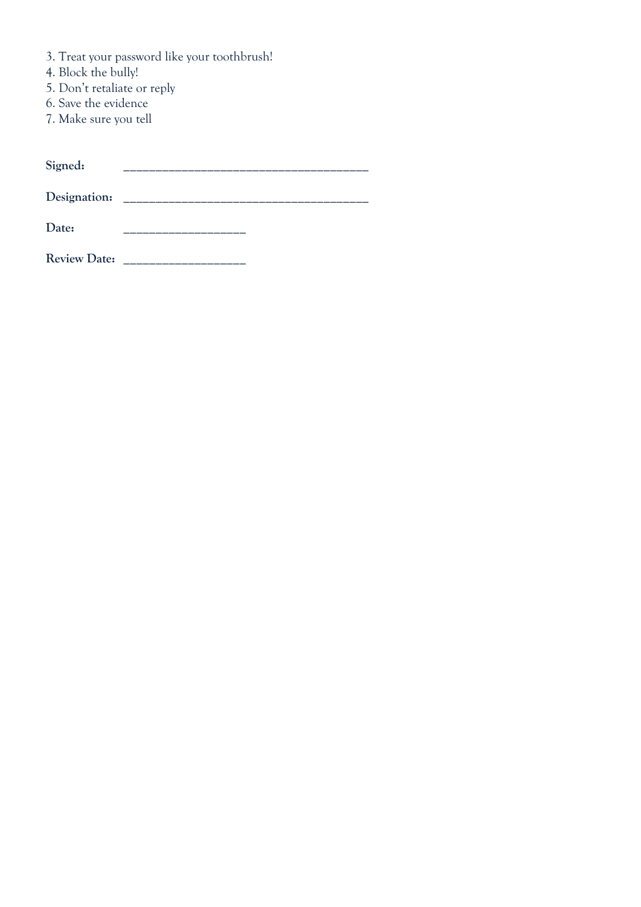3. Treat your password like your toothbrush!
4. Block the bully!
5. Don't retaliate or reply
6. Save the evidence
7. Make sure you tell

**Signed:** ______________________________________

**Designation:** ______________________________________

**Date:** ___________________

**Review Date:** ___________________